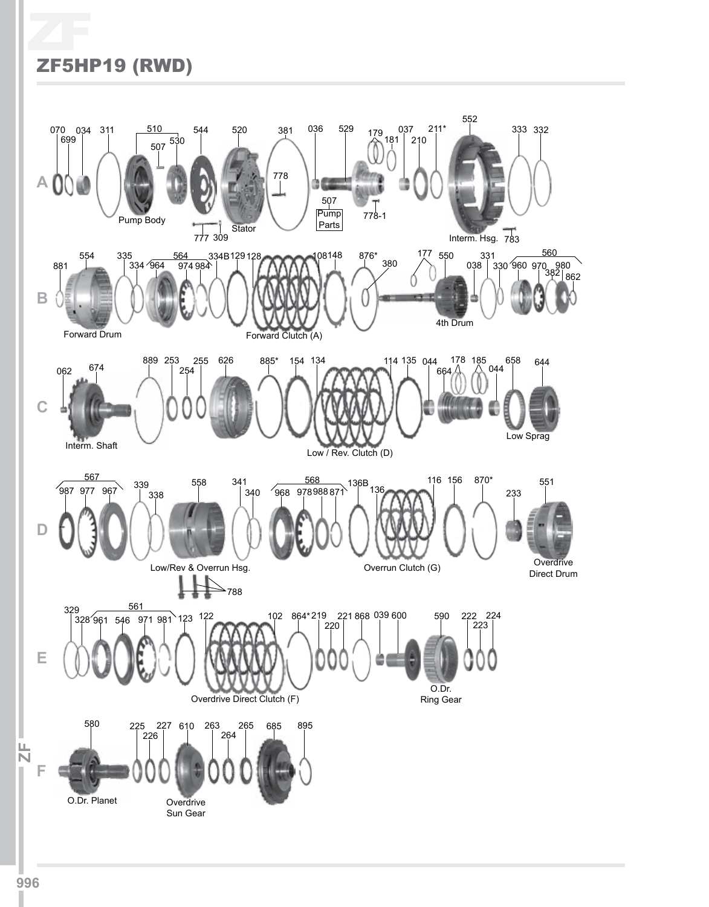# ZF5HP19 (RWD)

**A**

070 699 034 311 510 507 530 544 520 381 778 036 529 507 179 181 037 210 211* 552 333 332

Pump Body

777 309 Stator

Pump Parts 778-1

Interm. Hsg. 783

**B**

881 554 335 334 564 964 974 984 334B 129 128 108 148 876* 380 177 550 331 038 330 560 960 970 382 980 862

Forward Drum

Forward Clutch (A)

4th Drum

**C**

062 674 889 253 254 255 626 885* 154 134 114 135 044 664 178 185 044 658 644

Interm. Shaft

Low / Rev. Clutch (D)

Low Sprag

**D**

567 987 977 967 339 338 558 341 340 568 968 978 988 871 136B 136 116 156 870* 233 551

Low/Rev & Overrun Hsg.

788

Overrun Clutch (G)

Overdrive Direct Drum

**E**

329 328 561 961 546 971 981 123 122 102 864* 219 220 221 868 039 600 590 222 223 224

Overdrive Direct Clutch (F)

O.Dr. Ring Gear

**F**

580 225 226 227 610 263 264 265 685 895

O.Dr. Planet

Overdrive Sun Gear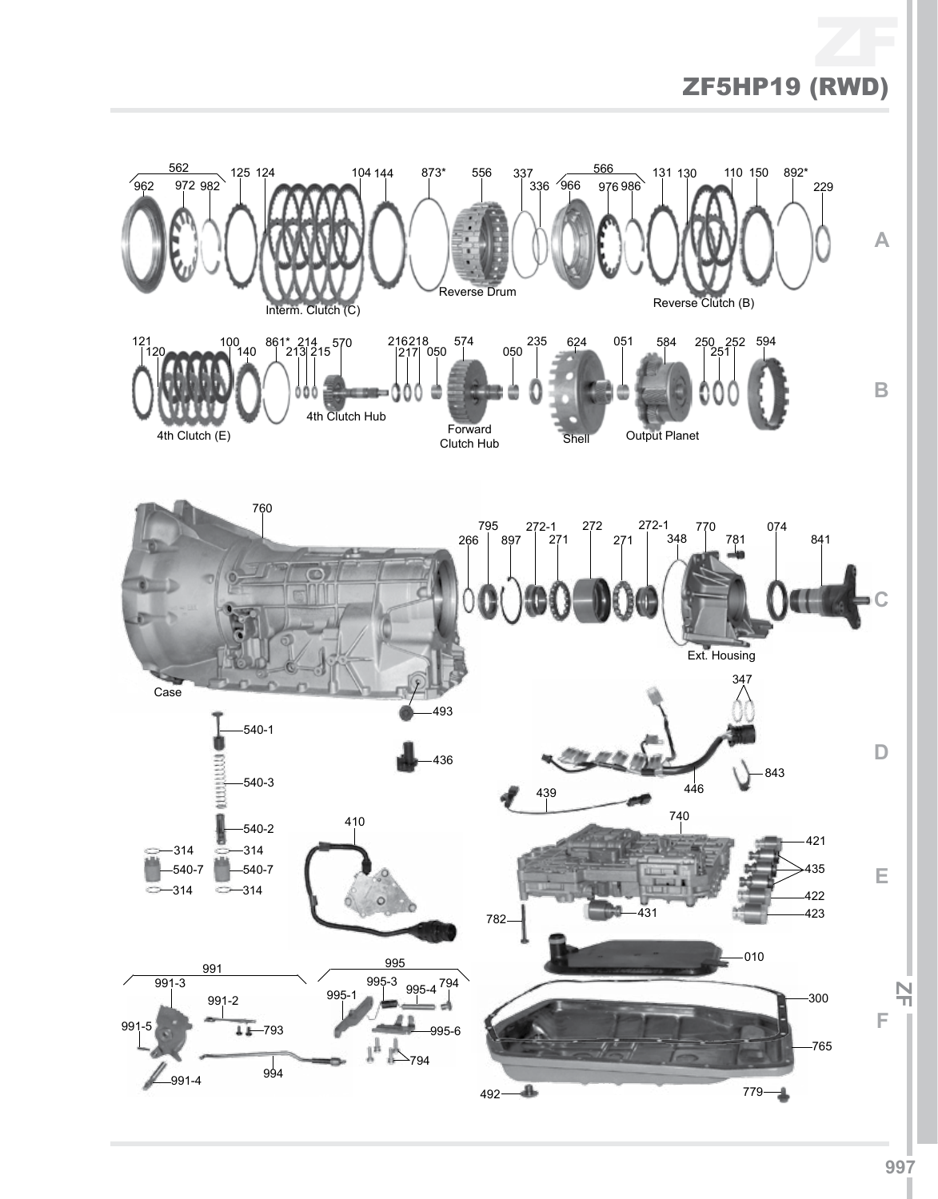# ZF5HP19 (RWD)

**A**

562, 962, 972, 982, 125, 124, 104, 144, 873*, 556, 337, 336, 566, 966, 976, 986, 131, 130, 110, 150, 892*, 229

Interm. Clutch (C)

Reverse Drum

Reverse Clutch (B)

**B**

121, 120, 100, 140, 861*, 213, 214, 215, 570, 216, 217, 218, 050, 574, 050, 235, 624, 051, 584, 250, 251, 252, 594

4th Clutch (E)

4th Clutch Hub

Forward Clutch Hub

Shell

Output Planet

**C**

760

Case

266, 795, 897, 272-1, 271, 272, 271, 272-1, 348, 770, 781, 074, 841

Ext. Housing

**D**

493, 436, 347, 446, 843, 439

540-1, 540-3, 540-2, 314, 540-7

**E**

410, 740, 421, 435, 422, 423, 431, 782

**F**

010, 300, 765, 492, 779

991, 991-3, 991-2, 991-5, 793, 991-4, 994

995, 995-3, 995-1, 995-4, 794, 995-6, 794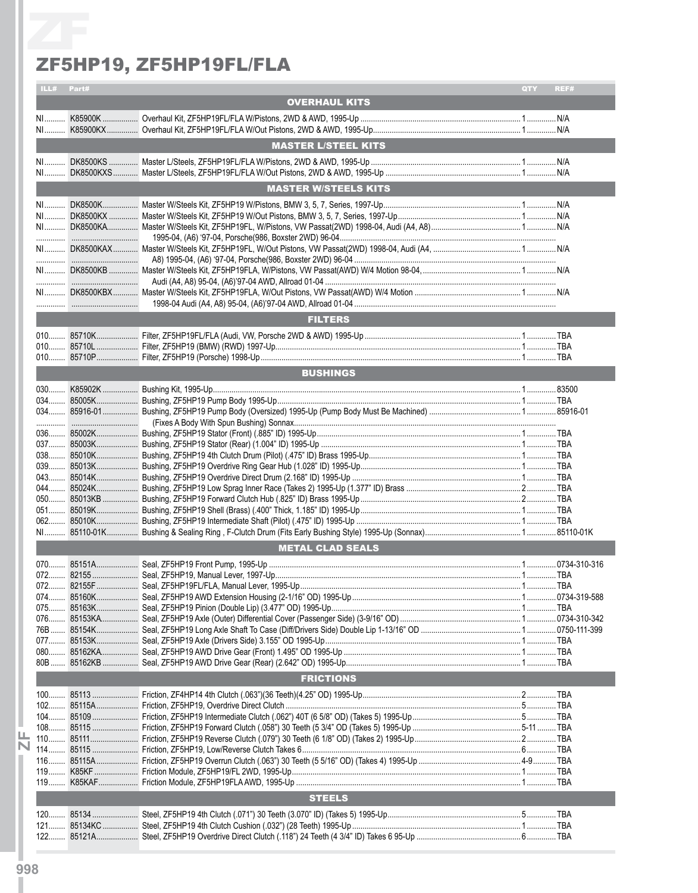# ZF5HP19, ZF5HP19FL/FLA

| ILL# | Part# | Description | QTY | REF# |
|---|---|---|---|---|
| | | **OVERHAUL KITS** | | |
| NI | K85900K | Overhaul Kit, ZF5HP19FL/FLA W/Pistons, 2WD & AWD, 1995-Up | 1 | N/A |
| NI | K85900KX | Overhaul Kit, ZF5HP19FL/FLA W/Out Pistons, 2WD & AWD, 1995-Up | 1 | N/A |
| | | **MASTER L/STEEL KITS** | | |
| NI | DK8500KS | Master L/Steels, ZF5HP19FL/FLA W/Pistons, 2WD & AWD, 1995-Up | 1 | N/A |
| NI | DK8500KXS | Master L/Steels, ZF5HP19FL/FLA W/Out Pistons, 2WD & AWD, 1995-Up | 1 | N/A |
| | | **MASTER W/STEELS KITS** | | |
| NI | DK8500K | Master W/Steels Kit, ZF5HP19 W/Pistons, BMW 3, 5, 7, Series, 1997-Up | 1 | N/A |
| NI | DK8500KX | Master W/Steels Kit, ZF5HP19 W/Out Pistons, BMW 3, 5, 7, Series, 1997-Up | 1 | N/A |
| NI | DK8500KA | Master W/Steels Kit, ZF5HP19FL, W/Pistons, VW Passat(2WD) 1998-04, Audi (A4, A8) 1995-04, (A6) '97-04, Porsche(986, Boxster 2WD) 96-04 | 1 | N/A |
| NI | DK8500KAX | Master W/Steels Kit, ZF5HP19FL, W/Out Pistons, VW Passat(2WD) 1998-04, Audi (A4, A8) 1995-04, (A6) '97-04, Porsche(986, Boxster 2WD) 96-04 | 1 | N/A |
| NI | DK8500KB | Master W/Steels Kit, ZF5HP19FLA, W/Pistons, VW Passat(AWD) W/4 Motion 98-04, Audi (A4, A8) 95-04, (A6)'97-04 AWD, Allroad 01-04 | 1 | N/A |
| NI | DK8500KBX | Master W/Steels Kit, ZF5HP19FLA, W/Out Pistons, VW Passat(AWD) W/4 Motion 1998-04 Audi (A4, A8) 95-04, (A6)'97-04 AWD, Allroad 01-04 | 1 | N/A |
| | | **FILTERS** | | |
| 010 | 85710K | Filter, ZF5HP19FL/FLA (Audi, VW, Porsche 2WD & AWD) 1995-Up | 1 | TBA |
| 010 | 85710L | Filter, ZF5HP19 (BMW) (RWD) 1997-Up | 1 | TBA |
| 010 | 85710P | Filter, ZF5HP19 (Porsche) 1998-Up | 1 | TBA |
| | | **BUSHINGS** | | |
| 030 | K85902K | Bushing Kit, 1995-Up | 1 | 83500 |
| 034 | 85005K | Bushing, ZF5HP19 Pump Body 1995-Up | 1 | TBA |
| 034 | 85916-01 | Bushing, ZF5HP19 Pump Body (Oversized) 1995-Up (Pump Body Must Be Machined) (Fixes A Body With Spun Bushing) Sonnax | 1 | 85916-01 |
| 036 | 85002K | Bushing, ZF5HP19 Stator (Front) (.885" ID) 1995-Up | 1 | TBA |
| 037 | 85003K | Bushing, ZF5HP19 Stator (Rear) (1.004" ID) 1995-Up | 1 | TBA |
| 038 | 85010K | Bushing, ZF5HP19 4th Clutch Drum (Pilot) (.475" ID) Brass 1995-Up | 1 | TBA |
| 039 | 85013K | Bushing, ZF5HP19 Overdrive Ring Gear Hub (1.028" ID) 1995-Up | 1 | TBA |
| 043 | 85014K | Bushing, ZF5HP19 Overdrive Direct Drum (2.168" ID) 1995-Up | 1 | TBA |
| 044 | 85024K | Bushing, ZF5HP19 Low Sprag Inner Race (Takes 2) 1995-Up (1.377" ID) Brass | 2 | TBA |
| 050 | 85013KB | Bushing, ZF5HP19 Forward Clutch Hub (.825" ID) Brass 1995-Up | 2 | TBA |
| 051 | 85019K | Bushing, ZF5HP19 Shell (Brass) (.400" Thick, 1.185" ID) 1995-Up | 1 | TBA |
| 062 | 85010K | Bushing, ZF5HP19 Intermediate Shaft (Pilot) (.475" ID) 1995-Up | 1 | TBA |
| NI | 85110-01K | Bushing & Sealing Ring , F-Clutch Drum (Fits Early Bushing Style) 1995-Up (Sonnax) | 1 | 85110-01K |
| | | **METAL CLAD SEALS** | | |
| 070 | 85151A | Seal, ZF5HP19 Front Pump, 1995-Up | 1 | 0734-310-316 |
| 072 | 82155 | Seal, ZF5HP19, Manual Lever, 1997-Up | 1 | TBA |
| 072 | 82155F | Seal, ZF5HP19FL/FLA, Manual Lever, 1995-Up | 1 | TBA |
| 074 | 85160K | Seal, ZF5HP19 AWD Extension Housing (2-1/16" OD) 1995-Up | 1 | 0734-319-588 |
| 075 | 85163K | Seal, ZF5HP19 Pinion (Double Lip) (3.477" OD) 1995-Up | 1 | TBA |
| 076 | 85153KA | Seal, ZF5HP19 Axle (Outer) Differential Cover (Passenger Side) (3-9/16" OD) | 1 | 0734-310-342 |
| 76B | 85154K | Seal, ZF5HP19 Long Axle Shaft To Case (Diff/Drivers Side) Double Lip 1-13/16" OD | 1 | 0750-111-399 |
| 077 | 85153K | Seal, ZF5HP19 Axle (Drivers Side) 3.155" OD 1995-Up | 1 | TBA |
| 080 | 85162KA | Seal, ZF5HP19 AWD Drive Gear (Front) 1.495" OD 1995-Up | 1 | TBA |
| 80B | 85162KB | Seal, ZF5HP19 AWD Drive Gear (Rear) (2.642" OD) 1995-Up | 1 | TBA |
| | | **FRICTIONS** | | |
| 100 | 85113 | Friction, ZF4HP14 4th Clutch (.063")(36 Teeth)(4.25" OD) 1995-Up | 2 | TBA |
| 102 | 85115A | Friction, ZF5HP19, Overdrive Direct Clutch | 5 | TBA |
| 104 | 85109 | Friction, ZF5HP19 Intermediate Clutch (.062") 40T (6 5/8" OD) (Takes 5) 1995-Up | 5 | TBA |
| 108 | 85115 | Friction, ZF5HP19 Forward Clutch (.058") 30 Teeth (5 3/4" OD (Takes 5) 1995-Up | 5-11 | TBA |
| 110 | 85111 | Friction, ZF5HP19 Reverse Clutch (.079") 30 Teeth (6 1/8" OD) (Takes 2) 1995-Up | 2 | TBA |
| 114 | 85115 | Friction, ZF5HP19, Low/Reverse Clutch Takes 6 | 6 | TBA |
| 116 | 85115A | Friction, ZF5HP19 Overrun Clutch (.063") 30 Teeth (5 5/16" OD) (Takes 4) 1995-Up | 4-9 | TBA |
| 119 | K85KF | Friction Module, ZF5HP19/FL 2WD, 1995-Up | 1 | TBA |
| 119 | K85KAF | Friction Module, ZF5HP19FLA AWD, 1995-Up | 1 | TBA |
| | | **STEELS** | | |
| 120 | 85134 | Steel, ZF5HP19 4th Clutch (.071") 30 Teeth (3.070" ID) (Takes 5) 1995-Up | 5 | TBA |
| 121 | 85134KC | Steel, ZF5HP19 4th Clutch Cushion (.032") (28 Teeth) 1995-Up | 1 | TBA |
| 122 | 85121A | Steel, ZF5HP19 Overdrive Direct Clutch (.118") 24 Teeth (4 3/4" ID) Takes 6 95-Up | 6 | TBA |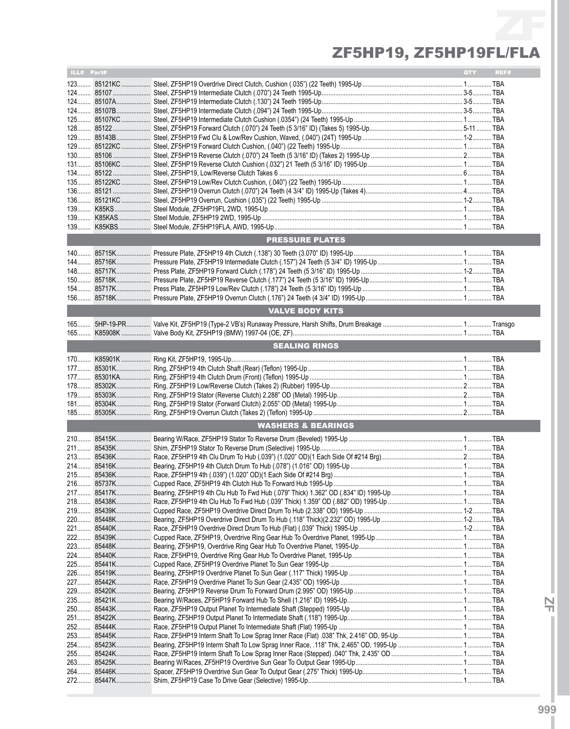# ZF5HP19, ZF5HP19FL/FLA

| ILL# | Part# | | QTY | REF# |
|---|---|---|---|---|
| 123 | 85121KC | Steel, ZF5HP19 Overdrive Direct Clutch, Cushion (.035") (22 Teeth) 1995-Up | 1 | TBA |
| 124 | 85107 | Steel, ZF5HP19 Intermediate Clutch (.070") 24 Teeth 1995-Up | 3-5 | TBA |
| 124 | 85107A | Steel, ZF5HP19 Intermediate Clutch (.130") 24 Teeth 1995-Up | 3-5 | TBA |
| 124 | 85107B | Steel, ZF5HP19 Intermediate Clutch (.094") 24 Teeth 1995-Up | 3-5 | TBA |
| 125 | 85107KC | Steel, ZF5HP19 Intermediate Clutch Cushion (.0354") (24 Teeth) 1995-Up | 1 | TBA |
| 128 | 85122 | Steel, ZF5HP19 Forward Clutch (.070") 24 Teeth (5 3/16" ID) (Takes 5) 1995-Up | 5-11 | TBA |
| 129 | 85143B | Steel, ZF5HP19 Fwd Clu & Low/Rev Cushion, Waved, (.040") (24T) 1995-Up | 1-2 | TBA |
| 129 | 85122KC | Steel, ZF5HP19 Forward Clutch Cushion, .040") (22 Teeth) 1995-Up | 1 | TBA |
| 130 | 85106 | Steel, ZF5HP19 Reverse Clutch (.070") 24 Teeth (5 3/16" ID) (Takes 2) 1995-Up | 2 | TBA |
| 131 | 85106KC | Steel, ZF5HP19 Reverse Clutch Cushion (.032") 21 Teeth (5 3/16" ID) 1995-Up | 1 | TBA |
| 134 | 85122 | Steel, ZF5HP19, Low/Reverse Clutch Takes 6 | 6 | TBA |
| 135 | 85122KC | Steel, ZF5HP19 Low/Rev Clutch Cushion, .040") (22 Teeth) 1995-Up | 1 | TBA |
| 136 | 85121 | Steel, ZF5HP19 Overrun Clutch (.070") 24 Teeth (4 3/4" ID) 1995-Up (Takes 4) | 4 | TBA |
| 136 | 85121KC | Steel, ZF5HP19 Overrun, Cushion .035") (22 Teeth) 1995-Up | 1-2 | TBA |
| 139 | K85KS | Steel Module, ZF5HP19FL 2WD, 1995-Up | 1 | TBA |
| 139 | K85KAS | Steel Module, ZF5HP19 2WD, 1995-Up | 1 | TBA |
| 139 | K85KBS | Steel Module, ZF5HP19FLA, AWD, 1995-Up | 1 | TBA |
| | | **PRESSURE PLATES** | | |
| 140 | 85715K | Pressure Plate, ZF5HP19 4th Clutch (.138") 30 Teeth (3.070" ID) 1995-Up | 1 | TBA |
| 144 | 85716K | Pressure Plate, ZF5HP19 Intermediate Clutch (.157") 24 Teeth (5 3/4" ID) 1995-Up | 1 | TBA |
| 148 | 85717K | Press Plate, ZF5HP19 Forward Clutch (.178") 24 Teeth (5 3/16" ID) 1995-Up | 1-2 | TBA |
| 150 | 85718K | Pressure Plate, ZF5HP19 Reverse Clutch (.177") 24 Teeth (5 3/16" ID) 1995-Up | 1 | TBA |
| 154 | 85717K | Press Plate, ZF5HP19 Low/Rev Clutch (.178") 24 Teeth (5 3/16" ID) 1995-Up | 1 | TBA |
| 156 | 85718K | Pressure Plate, ZF5HP19 Overrun Clutch (.176") 24 Teeth (4 3/4" ID) 1995-Up | 1 | TBA |
| | | **VALVE BODY KITS** | | |
| 165 | 5HP-19-PR | Valve Kit, ZF5HP19 (Type-2 VB's) Runaway Pressure, Harsh Shifts, Drum Breakage | 1 | Transgo |
| 165 | K85908K | Valve Body Kit, ZF5HP19 (BMW) 1997-04 (OE, ZF) | 1 | TBA |
| | | **SEALING RINGS** | | |
| 170 | K85901K | Ring Kit, ZF5HP19, 1995-Up | 1 | TBA |
| 177 | 85301K | Ring, ZF5HP19 4th Clutch Shaft (Rear) (Teflon) 1995-Up | 1 | TBA |
| 177 | 85301KA | Ring, ZF5HP19 4th Clutch Drum (Front) (Teflon) 1995-Up | 1 | TBA |
| 178 | 85302K | Ring, ZF5HP19 Low/Reverse Clutch (Takes 2) (Rubber) 1995-Up | 2 | TBA |
| 179 | 85303K | Ring, ZF5HP19 Stator (Reverse Clutch) 2.288" OD (Metal) 1995-Up | 2 | TBA |
| 181 | 85304K | Ring, ZF5HP19 Stator (Forward Clutch) 2.055" OD (Metal) 1995-Up | 1 | TBA |
| 185 | 85305K | Ring, ZF5HP19 Overrun Clutch (Takes 2) (Teflon) 1995-Up | 2 | TBA |
| | | **WASHERS & BEARINGS** | | |
| 210 | 85415K | Bearing W/Race, ZF5HP19 Stator To Reverse Drum (Beveled) 1995-Up | 1 | TBA |
| 211 | 85435K | Shim, ZF5HP19 Stator To Reverse Drum (Selective) 1995-Up | 1 | TBA |
| 213 | 85436K | Race, ZF5HP19 4th Clu Drum To Hub (.039") (1.020" OD)(1 Each Side Of #214 Brg) | 2 | TBA |
| 214 | 85416K | Bearing, ZF5HP19 4th Clutch Drum To Hub (.078") (1.016" OD) 1995-Up | 1 | TBA |
| 215 | 85436K | Race, ZF5HP19 4th (.039") (1.020" OD)(1 Each Side Of #214 Brg) | 1 | TBA |
| 216 | 85737K | Cupped Race, ZF5HP19 4th Clutch Hub To Forward Hub 1995-Up | 1 | TBA |
| 217 | 85417K | Bearing, ZF5HP19 4th Clu Hub To Fwd Hub (.079" Thick) 1.362" OD (.834" ID) 1995-Up | 1 | TBA |
| 218 | 85438K | Race, ZF5HP19 4th Clu Hub To Fwd Hub (.039" Thick) 1.359" OD (.882" OD) 1995-Up | 1 | TBA |
| 219 | 85439K | Cupped Race, ZF5HP19 Overdrive Direct Drum To Hub (2.338" OD) 1995-Up | 1-2 | TBA |
| 220 | 85448K | Bearing, ZF5HP19 Overdrive Direct Drum To Hub (.118" Thick)(2.232" OD) 1995-Up | 1-2 | TBA |
| 221 | 85440K | Race, ZF5HP19 Overdrive Direct Drum To Hub (Flat) (.039" Thick) 1995-Up | 1-2 | TBA |
| 222 | 85439K | Cupped Race, ZF5HP19, Overdrive Ring Gear Hub To Overdrive Planet, 1995-Up | 1 | TBA |
| 223 | 85448K | Bearing, ZF5HP19, Overdrive Ring Gear Hub To Overdrive Planet, 1995-Up | 1 | TBA |
| 224 | 85440K | Race, ZF5HP19, Overdrive Ring Gear Hub To Overdrive Planet, 1995-Up | 1 | TBA |
| 225 | 85441K | Cupped Race, ZF5HP19 Overdrive Planet To Sun Gear 1995-Up | 1 | TBA |
| 226 | 85419K | Bearing, ZF5HP19 Overdrive Planet To Sun Gear (.117" Thick) 1995-Up | 1 | TBA |
| 227 | 85442K | Race, ZF5HP19 Overdrive Planet To Sun Gear (2.435" OD) 1995-Up | 1 | TBA |
| 229 | 85420K | Bearing, ZF5HP19 Reverse Drum To Forward Drum (2.995" OD) 1995-Up | 1 | TBA |
| 235 | 85421K | Bearing W/Races, ZF5HP19 Forward Hub To Shell (1.216" ID) 1995-Up | 1 | TBA |
| 250 | 85443K | Race, ZF5HP19 Output Planet To Intermediate Shaft (Stepped) 1995-Up | 1 | TBA |
| 251 | 85422K | Bearing, ZF5HP19 Output Planet To Intermediate Shaft (.118") 1995-Up | 1 | TBA |
| 252 | 85444K | Race, ZF5HP19 Output Planet To Intermediate Shaft (Flat) 1995-Up | 1 | TBA |
| 253 | 85445K | Race, ZF5HP19 Interm Shaft To Low Sprag Inner Race (Flat) .038" Thk, 2.416" OD, 95-Up | 1 | TBA |
| 254 | 85423K | Bearing, ZF5HP19 Interm Shaft To Low Sprag Inner Race, .118" Thk, 2.465" OD, 1995-Up | 1 | TBA |
| 255 | 85424K | Race, ZF5HP19 Interm Shaft To Low Sprag Inner Race (Stepped) .040" Thk, 2.435" OD | 1 | TBA |
| 263 | 85425K | Bearing W/Races, ZF5HP19 Overdrive Sun Gear To Output Gear 1995-Up | 1 | TBA |
| 264 | 85446K | Spacer, ZF5HP19 Overdrive Sun Gear To Output Gear (.275" Thick) 1995-Up | 1 | TBA |
| 272 | 85447K | Shim, ZF5HP19 Case To Drive Gear (Selective) 1995-Up | 1 | TBA |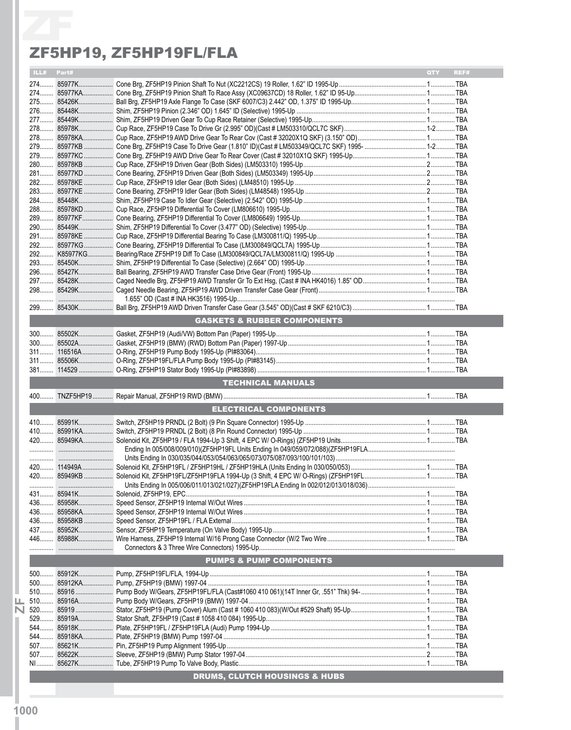# ZF5HP19, ZF5HP19FL/FLA

| ILL# | Part# | | QTY | REF# |
|---|---|---|---|---|
| 274 | 85977K | Cone Brg, ZF5HP19 Pinion Shaft To Nut (XC2212CS) 19 Roller, 1.62" ID 1995-Up | 1 | TBA |
| 274 | 85977KA | Cone Brg, ZF5HP19 Pinion Shaft To Race Assy (XC09637CD) 18 Roller, 1.62" ID 95-Up | 1 | TBA |
| 275 | 85426K | Ball Brg, ZF5HP19 Axle Flange To Case (SKF 6007/C3) 2.442" OD, 1.375" ID 1995-Up | 1 | TBA |
| 276 | 85448K | Shim, ZF5HP19 Pinion (2.346" OD) 1.645" ID (Selective) 1995-Up | 1 | TBA |
| 277 | 85449K | Shim, ZF5HP19 Driven Gear To Cup Race Retainer (Selective) 1995-Up | 1 | TBA |
| 278 | 85978K | Cup Race, ZF5HP19 Case To Drive Gr (2.995" OD)(Cast # LM503310/QCL7C SKF) | 1-2 | TBA |
| 278 | 85978KA | Cup Race, ZF5HP19 AWD Drive Gear To Rear Cov (Cast # 32020X1Q SKF) (3.150" OD) | 1 | TBA |
| 279 | 85977KB | Cone Brg, ZF5HP19 Case To Drive Gear (1.810" ID)(Cast # LM503349/QCL7C SKF) 1995- | 1-2 | TBA |
| 279 | 85977KC | Cone Brg, ZF5HP19 AWD Drive Gear To Rear Cover (Cast # 32010X1Q SKF) 1995-Up | 1 | TBA |
| 280 | 85978KB | Cup Race, ZF5HP19 Driven Gear (Both Sides) (LM503310) 1995-Up | 2 | TBA |
| 281 | 85977KD | Cone Bearing, ZF5HP19 Driven Gear (Both Sides) (LM503349) 1995-Up | 2 | TBA |
| 282 | 85978KE | Cup Race, ZF5HP19 Idler Gear (Both Sides) (LM48510) 1995-Up | 2 | TBA |
| 283 | 85977KE | Cone Bearing, ZF5HP19 Idler Gear (Both Sides) (LM48548) 1995-Up | 2 | TBA |
| 284 | 85448K | Shim, ZF5HP19 Case To Idler Gear (Selective) (2.542" OD) 1995-Up | 1 | TBA |
| 288 | 85978KD | Cup Race, ZF5HP19 Differential To Cover (LM806610) 1995-Up | 1 | TBA |
| 289 | 85977KF | Cone Bearing, ZF5HP19 Differential To Cover (LM806649) 1995-Up | 1 | TBA |
| 290 | 85449K | Shim, ZF5HP19 Differential To Cover (3.477" OD) (Selective) 1995-Up | 1 | TBA |
| 291 | 85978KE | Cup Race, ZF5HP19 Differential Bearing To Case (LM300811/Q) 1995-Up | 1 | TBA |
| 292 | 85977KG | Cone Bearing, ZF5HP19 Differential To Case (LM300849/QCL7A) 1995-Up | 1 | TBA |
| 292 | K85977KG | Bearing/Race ZF5HP19 Diff To Case (LM300849/QCL7A/LM300811/Q) 1995-Up | 1 | TBA |
| 293 | 85450K | Shim, ZF5HP19 Differential To Case (Selective) (2.664" OD) 1995-Up | 1 | TBA |
| 296 | 85427K | Ball Bearing, ZF5HP19 AWD Transfer Case Drive Gear (Front) 1995-Up | 1 | TBA |
| 297 | 85428K | Caged Needle Brg, ZF5HP19 AWD Transfer Gr To Ext Hsg, (Cast # INA HK4016) 1.85" OD | 1 | TBA |
| 298 | 85429K | Caged Needle Bearing, ZF5HP19 AWD Driven Transfer Case Gear (Front) 1.655" OD (Cast # INA HK3516) 1995-Up | 1 | TBA |
| 299 | 85430K | Ball Brg, ZF5HP19 AWD Driven Transfer Case Gear (3.545" OD)(Cast # SKF 6210/C3) | 1 | TBA |
| | | **GASKETS & RUBBER COMPONENTS** | | |
| 300 | 85502K | Gasket, ZF5HP19 (Audi/VW) Bottom Pan (Paper) 1995-Up | 1 | TBA |
| 300 | 85502A | Gasket, ZF5HP19 (BMW) (RWD) Bottom Pan (Paper) 1997-Up | 1 | TBA |
| 311 | 116516A | O-Ring, ZF5HP19 Pump Body 1995-Up (PI#83064) | 1 | TBA |
| 311 | 85506K | O-Ring, ZF5HP19FL/FLA Pump Body 1995-Up (PI#83145) | 1 | TBA |
| 381 | 114529 | O-Ring, ZF5HP19 Stator Body 1995-Up (PI#83898) | 1 | TBA |
| | | **TECHNICAL MANUALS** | | |
| 400 | TNZF5HP19 | Repair Manual, ZF5HP19 RWD (BMW) | 1 | TBA |
| | | **ELECTRICAL COMPONENTS** | | |
| 410 | 85991K | Switch, ZF5HP19 PRNDL (2 Bolt) (9 Pin Square Connector) 1995-Up | 1 | TBA |
| 410 | 85991KA | Switch, ZF5HP19 PRNDL (2 Bolt) (8 Pin Round Connector) 1995-Up | 1 | TBA |
| 420 | 85949KA | Solenoid Kit, ZF5HP19 / FLA 1994-Up 3 Shift, 4 EPC W/ O-Rings) (ZF5HP19 Units Ending In 005/008/009/010)(ZF5HP19FL Units Ending In 049/059/072/088)(ZF5HP19FLA Units Ending In 030/035/044/053/054/063/065/073/075/087/093/100/101/103) | 1 | TBA |
| 420 | 114949A | Solenoid Kit, ZF5HP19FL / ZF5HP19HL / ZF5HP19HLA (Units Ending In 030/050/053) | 1 | TBA |
| 420 | 85949KB | Solenoid Kit, ZF5HP19FL/ZF5HP19FLA 1994-Up (3 Shift, 4 EPC W/ O-Rings) (ZF5HP19FL Units Ending In 005/006/011/013/021/027)(ZF5HP19FLA Ending In 002/012/013/018/036) | 1 | TBA |
| 431 | 85941K | Solenoid, ZF5HP19, EPC | 1 | TBA |
| 436 | 85958K | Speed Sensor, ZF5HP19 Internal W/Out Wires | 1 | TBA |
| 436 | 85958KA | Speed Sensor, ZF5HP19 Internal W/Out Wires | 1 | TBA |
| 436 | 85958KB | Speed Sensor, ZF5HP19FL / FLA External | 1 | TBA |
| 437 | 85952K | Sensor, ZF5HP19 Temperature (On Valve Body) 1995-Up | 1 | TBA |
| 446 | 85988K | Wire Harness, ZF5HP19 Internal W/16 Prong Case Connector (W/2 Two Wire Connectors & 3 Three Wire Connectors) 1995-Up | 1 | TBA |
| | | **PUMPS & PUMP COMPONENTS** | | |
| 500 | 85912K | Pump, ZF5HP19FL/FLA, 1994-Up | 1 | TBA |
| 500 | 85912KA | Pump, ZF5HP19 (BMW) 1997-04 | 1 | TBA |
| 510 | 85916 | Pump Body W/Gears, ZF5HP19FL/FLA (Cast#1060 410 061)(14T Inner Gr, .551" Thk) 94- | 1 | TBA |
| 510 | 85916A | Pump Body W/Gears, ZF5HP19 (BMW) 1997-04 | 1 | TBA |
| 520 | 85919 | Stator, ZF5HP19 (Pump Cover) Alum (Cast # 1060 410 083)(W/Out #529 Shaft) 95-Up | 1 | TBA |
| 529 | 85919A | Stator Shaft, ZF5HP19 (Cast # 1058 410 084) 1995-Up | 1 | TBA |
| 544 | 85918K | Plate, ZF5HP19FL / ZF5HP19FLA (Audi) Pump 1994-Up | 1 | TBA |
| 544 | 85918KA | Plate, ZF5HP19 (BMW) Pump 1997-04 | 1 | TBA |
| 507 | 85621K | Pin, ZF5HP19 Pump Alignment 1995-Up | 1 | TBA |
| 507 | 85622K | Sleeve, ZF5HP19 (BMW) Pump Stator 1997-04 | 2 | TBA |
| NI | 85627K | Tube, ZF5HP19 Pump To Valve Body, Plastic | 1 | TBA |
| | | **DRUMS, CLUTCH HOUSINGS & HUBS** | | |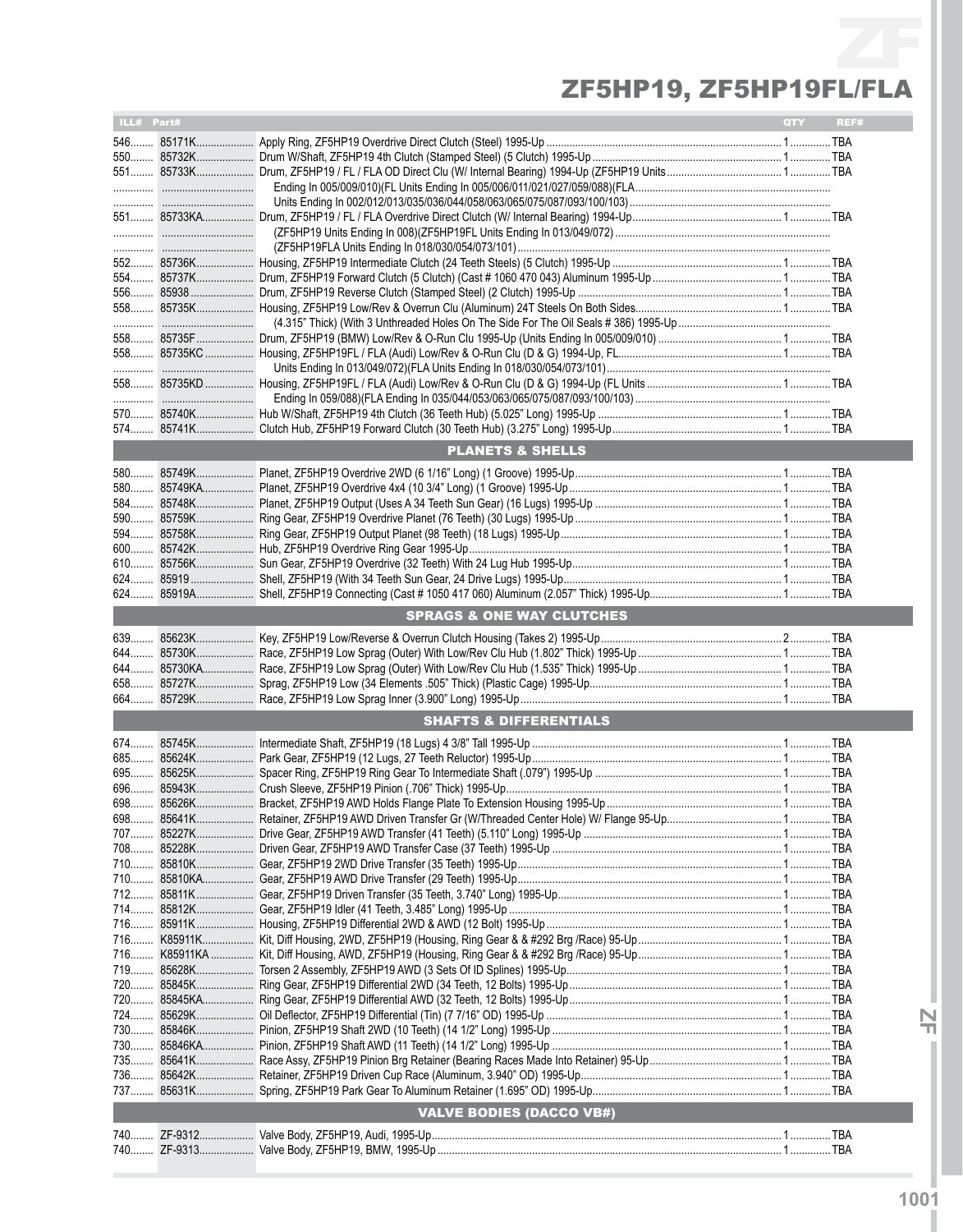# ZF5HP19, ZF5HP19FL/FLA

| ILL# | Part# | Description | QTY | REF# |
|---|---|---|---|---|
| 546 | 85171K | Apply Ring, ZF5HP19 Overdrive Direct Clutch (Steel) 1995-Up | 1 | TBA |
| 550 | 85732K | Drum W/Shaft, ZF5HP19 4th Clutch (Stamped Steel) (5 Clutch) 1995-Up | 1 | TBA |
| 551 | 85733K | Drum, ZF5HP19 / FL / FLA OD Direct Clu (W/ Internal Bearing) 1994-Up (ZF5HP19 Units Ending In 005/009/010)(FL Units Ending In 005/006/011/021/027/059/088)(FLA Units Ending In 002/012/013/035/036/044/058/063/065/075/087/093/100/103) | 1 | TBA |
| 551 | 85733KA | Drum, ZF5HP19 / FL / FLA Overdrive Direct Clutch (W/ Internal Bearing) 1994-Up (ZF5HP19 Units Ending In 008)(ZF5HP19FL Units Ending In 013/049/072) (ZF5HP19FLA Units Ending In 018/030/054/073/101) | 1 | TBA |
| 552 | 85736K | Housing, ZF5HP19 Intermediate Clutch (24 Teeth Steels) (5 Clutch) 1995-Up | 1 | TBA |
| 554 | 85737K | Drum, ZF5HP19 Forward Clutch (5 Clutch) (Cast # 1060 470 043) Aluminum 1995-Up | 1 | TBA |
| 556 | 85938 | Drum, ZF5HP19 Reverse Clutch (Stamped Steel) (2 Clutch) 1995-Up | 1 | TBA |
| 558 | 85735K | Housing, ZF5HP19 Low/Rev & Overrun Clu (Aluminum) 24T Steels On Both Sides (4.315" Thick) (With 3 Unthreaded Holes On The Side For The Oil Seals # 386) 1995-Up | 1 | TBA |
| 558 | 85735F | Drum, ZF5HP19 (BMW) Low/Rev & O-Run Clu 1995-Up (Units Ending In 005/009/010) | 1 | TBA |
| 558 | 85735KC | Housing, ZF5HP19FL / FLA (Audi) Low/Rev & O-Run Clu (D & G) 1994-Up (FL Units Ending In 013/049/072)(FLA Units Ending In 018/030/054/073/101) | 1 | TBA |
| 558 | 85735KD | Housing, ZF5HP19FL / FLA (Audi) Low/Rev & O-Run Clu (D & G) 1994-Up (FL Units Ending In 059/088)(FLA Ending In 035/044/053/063/065/075/087/093/100/103) | 1 | TBA |
| 570 | 85740K | Hub W/Shaft, ZF5HP19 4th Clutch (36 Teeth Hub) (5.025" Long) 1995-Up | 1 | TBA |
| 574 | 85741K | Clutch Hub, ZF5HP19 Forward Clutch (30 Teeth Hub) (3.275" Long) 1995-Up | 1 | TBA |
| | | **PLANETS & SHELLS** | | |
| 580 | 85749K | Planet, ZF5HP19 Overdrive 2WD (6 1/16" Long) (1 Groove) 1995-Up | 1 | TBA |
| 580 | 85749KA | Planet, ZF5HP19 Overdrive 4x4 (10 3/4" Long) (1 Groove) 1995-Up | 1 | TBA |
| 584 | 85748K | Planet, ZF5HP19 Output (Uses A 34 Teeth Sun Gear) (16 Lugs) 1995-Up | 1 | TBA |
| 590 | 85759K | Ring Gear, ZF5HP19 Overdrive Planet (76 Teeth) (30 Lugs) 1995-Up | 1 | TBA |
| 594 | 85758K | Ring Gear, ZF5HP19 Output Planet (98 Teeth) (18 Lugs) 1995-Up | 1 | TBA |
| 600 | 85742K | Hub, ZF5HP19 Overdrive Ring Gear 1995-Up | 1 | TBA |
| 610 | 85756K | Sun Gear, ZF5HP19 Overdrive (32 Teeth) With 24 Lug Hub 1995-Up | 1 | TBA |
| 624 | 85919 | Shell, ZF5HP19 (With 34 Teeth Sun Gear, 24 Drive Lugs) 1995-Up | 1 | TBA |
| 624 | 85919A | Shell, ZF5HP19 Connecting (Cast # 1050 417 060) Aluminum (2.057" Thick) 1995-Up | 1 | TBA |
| | | **SPRAGS & ONE WAY CLUTCHES** | | |
| 639 | 85623K | Key, ZF5HP19 Low/Reverse & Overrun Clutch Housing (Takes 2) 1995-Up | 2 | TBA |
| 644 | 85730K | Race, ZF5HP19 Low Sprag (Outer) With Low/Rev Clu Hub (1.802" Thick) 1995-Up | 1 | TBA |
| 644 | 85730KA | Race, ZF5HP19 Low Sprag (Outer) With Low/Rev Clu Hub (1.535" Thick) 1995-Up | 1 | TBA |
| 658 | 85727K | Sprag, ZF5HP19 Low (34 Elements .505" Thick) (Plastic Cage) 1995-Up | 1 | TBA |
| 664 | 85729K | Race, ZF5HP19 Low Sprag Inner (3.900" Long) 1995-Up | 1 | TBA |
| | | **SHAFTS & DIFFERENTIALS** | | |
| 674 | 85745K | Intermediate Shaft, ZF5HP19 (18 Lugs) 4 3/8" Tall 1995-Up | 1 | TBA |
| 685 | 85624K | Park Gear, ZF5HP19 (12 Lugs, 27 Teeth Reluctor) 1995-Up | 1 | TBA |
| 695 | 85625K | Spacer Ring, ZF5HP19 Ring Gear To Intermediate Shaft (.079") 1995-Up | 1 | TBA |
| 696 | 85943K | Crush Sleeve, ZF5HP19 Pinion (.706" Thick) 1995-Up | 1 | TBA |
| 698 | 85626K | Bracket, ZF5HP19 AWD Holds Flange Plate To Extension Housing 1995-Up | 1 | TBA |
| 698 | 85641K | Retainer, ZF5HP19 AWD Driven Transfer Gr (W/Threaded Center Hole) W/ Flange 95-Up | 1 | TBA |
| 707 | 85227K | Drive Gear, ZF5HP19 AWD Transfer (41 Teeth) (5.110" Long) 1995-Up | 1 | TBA |
| 708 | 85228K | Driven Gear, ZF5HP19 AWD Transfer Case (37 Teeth) 1995-Up | 1 | TBA |
| 710 | 85810K | Gear, ZF5HP19 2WD Drive Transfer (35 Teeth) 1995-Up | 1 | TBA |
| 710 | 85810KA | Gear, ZF5HP19 AWD Drive Transfer (29 Teeth) 1995-Up | 1 | TBA |
| 712 | 85811K | Gear, ZF5HP19 Driven Transfer (35 Teeth, 3.740" Long) 1995-Up | 1 | TBA |
| 714 | 85812K | Gear, ZF5HP19 Idler (41 Teeth, 3.485" Long) 1995-Up | 1 | TBA |
| 716 | 85911K | Housing, ZF5HP19 Differential 2WD & AWD (12 Bolt) 1995-Up | 1 | TBA |
| 716 | K85911K | Kit, Diff Housing, 2WD, ZF5HP19 (Housing, Ring Gear & & #292 Brg /Race) 95-Up | 1 | TBA |
| 716 | K85911KA | Kit, Diff Housing, AWD, ZF5HP19 (Housing, Ring Gear & & #292 Brg /Race) 95-Up | 1 | TBA |
| 719 | 85628K | Torsen 2 Assembly, ZF5HP19 AWD (3 Sets Of ID Splines) 1995-Up | 1 | TBA |
| 720 | 85845K | Ring Gear, ZF5HP19 Differential 2WD (34 Teeth, 12 Bolts) 1995-Up | 1 | TBA |
| 720 | 85845KA | Ring Gear, ZF5HP19 Differential AWD (32 Teeth, 12 Bolts) 1995-Up | 1 | TBA |
| 724 | 85629K | Oil Deflector, ZF5HP19 Differential (Tin) (7 7/16" OD) 1995-Up | 1 | TBA |
| 730 | 85846K | Pinion, ZF5HP19 Shaft 2WD (10 Teeth) (14 1/2" Long) 1995-Up | 1 | TBA |
| 730 | 85846KA | Pinion, ZF5HP19 Shaft AWD (11 Teeth) (14 1/2" Long) 1995-Up | 1 | TBA |
| 735 | 85641K | Race Assy, ZF5HP19 Pinion Brg Retainer (Bearing Races Made Into Retainer) 95-Up | 1 | TBA |
| 736 | 85642K | Retainer, ZF5HP19 Driven Cup Race (Aluminum, 3.940" OD) 1995-Up | 1 | TBA |
| 737 | 85631K | Spring, ZF5HP19 Park Gear To Aluminum Retainer (1.695" OD) 1995-Up | 1 | TBA |
| | | **VALVE BODIES (DACCO VB#)** | | |
| 740 | ZF-9312 | Valve Body, ZF5HP19, Audi, 1995-Up | 1 | TBA |
| 740 | ZF-9313 | Valve Body, ZF5HP19, BMW, 1995-Up | 1 | TBA |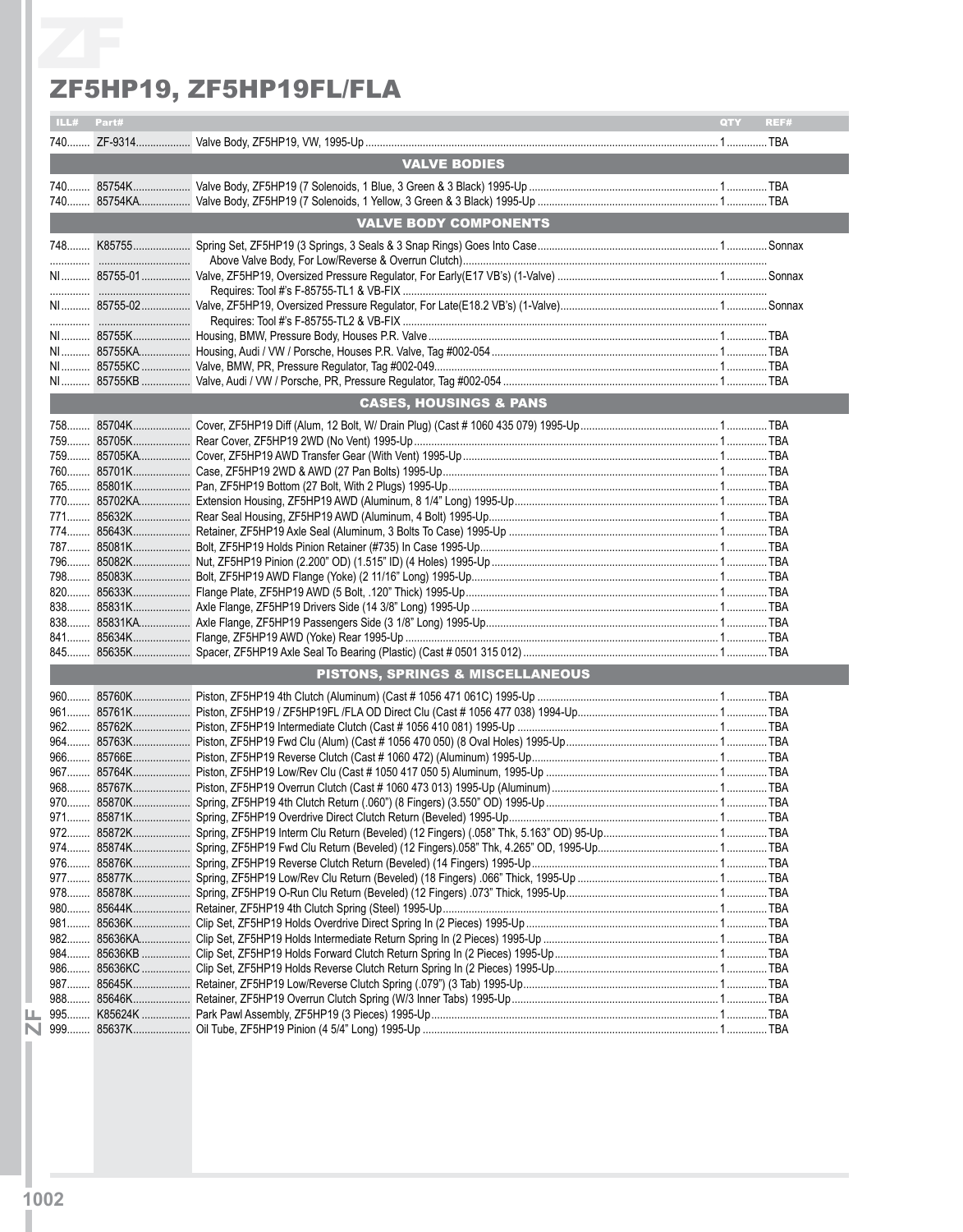# ZF5HP19, ZF5HP19FL/FLA

| ILL# | Part# | | QTY | REF# |
|---|---|---|---|---|
| 740 | ZF-9314 | Valve Body, ZF5HP19, VW, 1995-Up | 1 | TBA |
| | | **VALVE BODIES** | | |
| 740 | 85754K | Valve Body, ZF5HP19 (7 Solenoids, 1 Blue, 3 Green & 3 Black) 1995-Up | 1 | TBA |
| 740 | 85754KA | Valve Body, ZF5HP19 (7 Solenoids, 1 Yellow, 3 Green & 3 Black) 1995-Up | 1 | TBA |
| | | **VALVE BODY COMPONENTS** | | |
| 748 | K85755 | Spring Set, ZF5HP19 (3 Springs, 3 Seals & 3 Snap Rings) Goes Into Case | 1 | Sonnax |
| | | Above Valve Body, For Low/Reverse & Overrun Clutch) | | |
| NI | 85755-01 | Valve, ZF5HP19, Oversized Pressure Regulator, For Early(E17 VB's) (1-Valve) | 1 | Sonnax |
| | | Requires: Tool #'s F-85755-TL1 & VB-FIX | | |
| NI | 85755-02 | Valve, ZF5HP19, Oversized Pressure Regulator, For Late(E18.2 VB's) (1-Valve) | 1 | Sonnax |
| | | Requires: Tool #'s F-85755-TL2 & VB-FIX | | |
| NI | 85755K | Housing, BMW, Pressure Body, Houses P.R. Valve | 1 | TBA |
| NI | 85755KA | Housing, Audi / VW / Porsche, Houses P.R. Valve, Tag #002-054 | 1 | TBA |
| NI | 85755KC | Valve, BMW, PR, Pressure Regulator, Tag #002-049 | 1 | TBA |
| NI | 85755KB | Valve, Audi / VW / Porsche, PR, Pressure Regulator, Tag #002-054 | 1 | TBA |
| | | **CASES, HOUSINGS & PANS** | | |
| 758 | 85704K | Cover, ZF5HP19 Diff (Alum, 12 Bolt, W/ Drain Plug) (Cast # 1060 435 079) 1995-Up | 1 | TBA |
| 759 | 85705K | Rear Cover, ZF5HP19 2WD (No Vent) 1995-Up | 1 | TBA |
| 759 | 85705KA | Cover, ZF5HP19 AWD Transfer Gear (With Vent) 1995-Up | 1 | TBA |
| 760 | 85701K | Case, ZF5HP19 2WD & AWD (27 Pan Bolts) 1995-Up | 1 | TBA |
| 765 | 85801K | Pan, ZF5HP19 Bottom (27 Bolt, With 2 Plugs) 1995-Up | 1 | TBA |
| 770 | 85702KA | Extension Housing, ZF5HP19 AWD (Aluminum, 8 1/4" Long) 1995-Up | 1 | TBA |
| 771 | 85632K | Rear Seal Housing, ZF5HP19 AWD (Aluminum, 4 Bolt) 1995-Up | 1 | TBA |
| 774 | 85643K | Retainer, ZF5HP19 Axle Seal (Aluminum, 3 Bolts To Case) 1995-Up | 1 | TBA |
| 787 | 85081K | Bolt, ZF5HP19 Holds Pinion Retainer (#735) In Case 1995-Up | 1 | TBA |
| 796 | 85082K | Nut, ZF5HP19 Pinion (2.200" OD) (1.515" ID) (4 Holes) 1995-Up | 1 | TBA |
| 798 | 85083K | Bolt, ZF5HP19 AWD Flange (Yoke) (2 11/16" Long) 1995-Up | 1 | TBA |
| 820 | 85633K | Flange Plate, ZF5HP19 AWD (5 Bolt, .120" Thick) 1995-Up | 1 | TBA |
| 838 | 85831K | Axle Flange, ZF5HP19 Drivers Side (14 3/8" Long) 1995-Up | 1 | TBA |
| 838 | 85831KA | Axle Flange, ZF5HP19 Passengers Side (3 1/8" Long) 1995-Up | 1 | TBA |
| 841 | 85634K | Flange, ZF5HP19 AWD (Yoke) Rear 1995-Up | 1 | TBA |
| 845 | 85635K | Spacer, ZF5HP19 Axle Seal To Bearing (Plastic) (Cast # 0501 315 012) | 1 | TBA |
| | | **PISTONS, SPRINGS & MISCELLANEOUS** | | |
| 960 | 85760K | Piston, ZF5HP19 4th Clutch (Aluminum) (Cast # 1056 471 061C) 1995-Up | 1 | TBA |
| 961 | 85761K | Piston, ZF5HP19 / ZF5HP19FL /FLA OD Direct Clu (Cast # 1056 477 038) 1994-Up | 1 | TBA |
| 962 | 85762K | Piston, ZF5HP19 Intermediate Clutch (Cast # 1056 410 081) 1995-Up | 1 | TBA |
| 964 | 85763K | Piston, ZF5HP19 Fwd Clu (Alum) (Cast # 1056 470 050) (8 Oval Holes) 1995-Up | 1 | TBA |
| 966 | 85766E | Piston, ZF5HP19 Reverse Clutch (Cast # 1060 472) (Aluminum) 1995-Up | 1 | TBA |
| 967 | 85764K | Piston, ZF5HP19 Low/Rev Clu (Cast # 1050 417 050 5) Aluminum, 1995-Up | 1 | TBA |
| 968 | 85767K | Piston, ZF5HP19 Overrun Clutch (Cast # 1060 473 013) 1995-Up (Aluminum) | 1 | TBA |
| 970 | 85870K | Spring, ZF5HP19 4th Clutch Return (.060") (8 Fingers) (3.550" OD) 1995-Up | 1 | TBA |
| 971 | 85871K | Spring, ZF5HP19 Overdrive Direct Clutch Return (Beveled) 1995-Up | 1 | TBA |
| 972 | 85872K | Spring, ZF5HP19 Interm Clu Return (Beveled) (12 Fingers) (.058" Thk, 5.163" OD) 95-Up | 1 | TBA |
| 974 | 85874K | Spring, ZF5HP19 Fwd Clu Return (Beveled) (12 Fingers).058" Thk, 4.265" OD, 1995-Up | 1 | TBA |
| 976 | 85876K | Spring, ZF5HP19 Reverse Clutch Return (Beveled) (14 Fingers) 1995-Up | 1 | TBA |
| 977 | 85877K | Spring, ZF5HP19 Low/Rev Clu Return (Beveled) (18 Fingers) .066" Thick, 1995-Up | 1 | TBA |
| 978 | 85878K | Spring, ZF5HP19 O-Run Clu Return (Beveled) (12 Fingers) .073" Thick, 1995-Up | 1 | TBA |
| 980 | 85644K | Retainer, ZF5HP19 4th Clutch Spring (Steel) 1995-Up | 1 | TBA |
| 981 | 85636K | Clip Set, ZF5HP19 Holds Overdrive Direct Spring In (2 Pieces) 1995-Up | 1 | TBA |
| 982 | 85636KA | Clip Set, ZF5HP19 Holds Intermediate Return Spring In (2 Pieces) 1995-Up | 1 | TBA |
| 984 | 85636KB | Clip Set, ZF5HP19 Holds Forward Clutch Return Spring In (2 Pieces) 1995-Up | 1 | TBA |
| 986 | 85636KC | Clip Set, ZF5HP19 Holds Reverse Clutch Return Spring In (2 Pieces) 1995-Up | 1 | TBA |
| 987 | 85645K | Retainer, ZF5HP19 Low/Reverse Clutch Spring (.079") (3 Tab) 1995-Up | 1 | TBA |
| 988 | 85646K | Retainer, ZF5HP19 Overrun Clutch Spring (W/3 Inner Tabs) 1995-Up | 1 | TBA |
| 995 | K85624K | Park Pawl Assembly, ZF5HP19 (3 Pieces) 1995-Up | 1 | TBA |
| 999 | 85637K | Oil Tube, ZF5HP19 Pinion (4 5/4" Long) 1995-Up | 1 | TBA |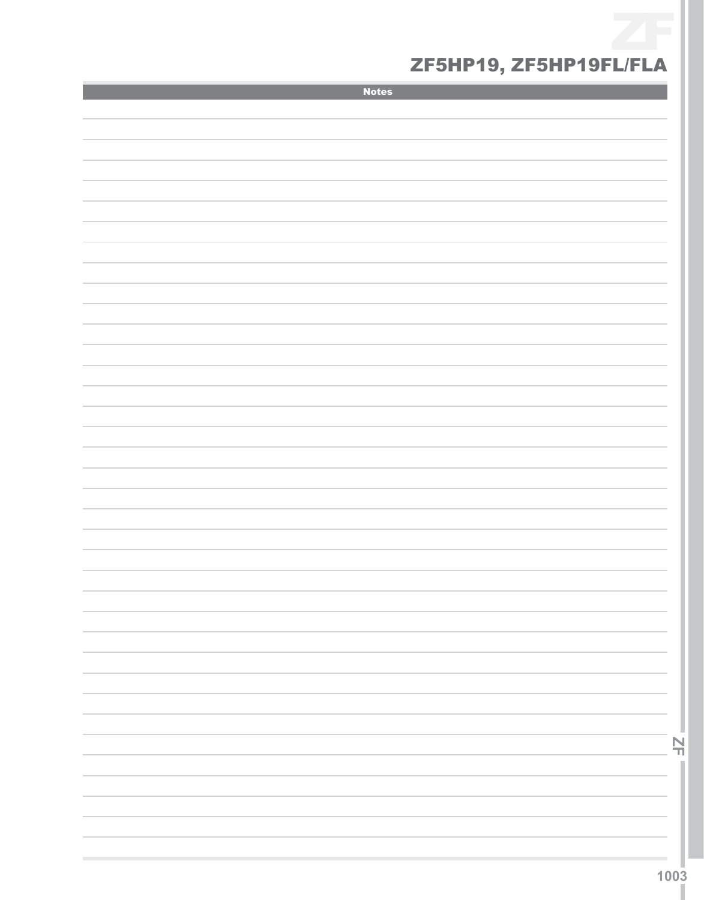## Notes